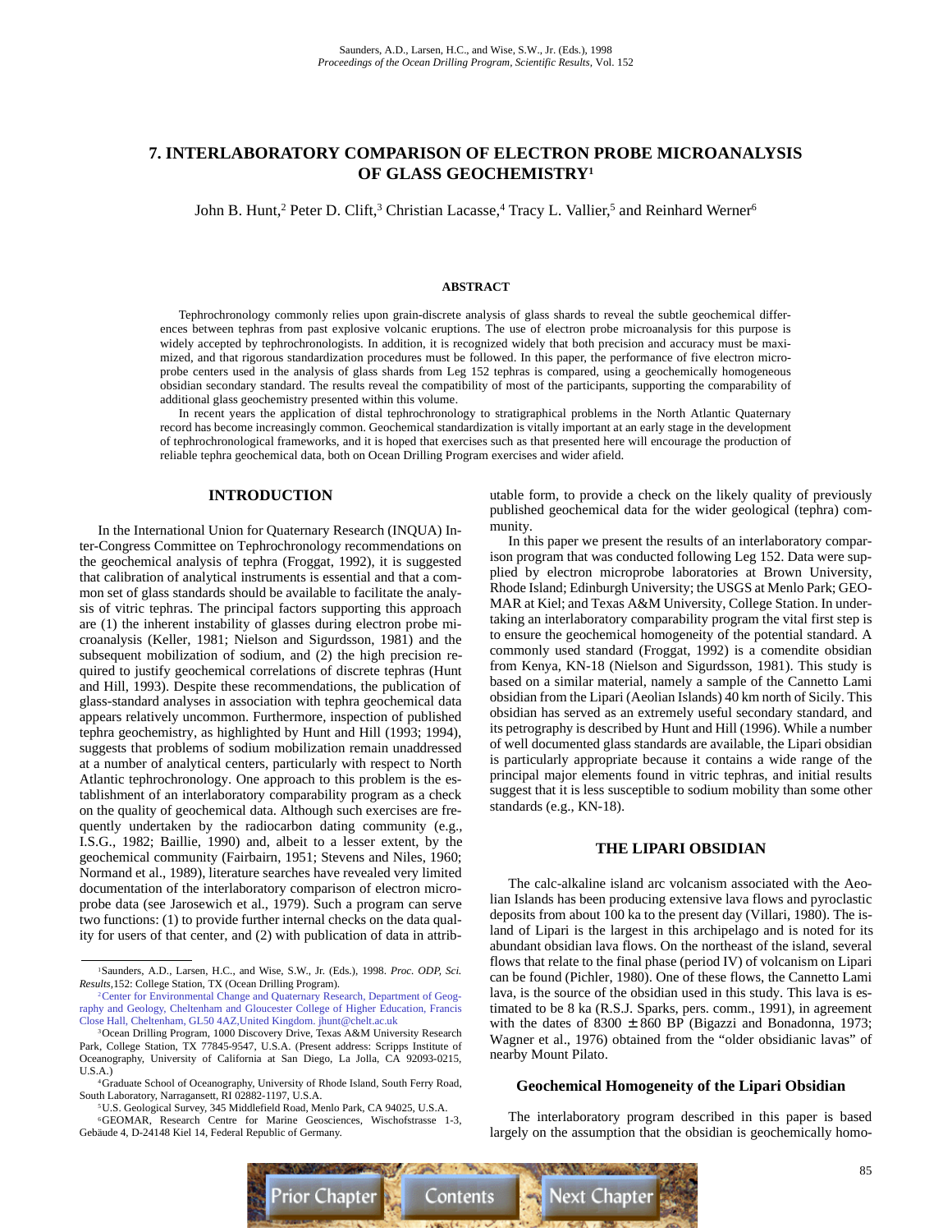# 7. INTERLABORATORY COMPARISON OF ELECTRON PROBE MICROANALYSIS OF GLASS GEOCHEMISTRY[1]

John B. Hunt,[2] Peter D. Clift,[3] Christian Lacasse,[4] Tracy L. Vallier,[5] and Reinhard Werner[6]

## ABSTRACT

Tephrochronology commonly relies upon grain-discrete analysis of glass shards to reveal the subtle geochemical differences between tephras from past explosive volcanic eruptions. The use of electron probe microanalysis for this purpose is widely accepted by tephrochronologists. In addition, it is recognized widely that both precision and accuracy must be maximized, and that rigorous standardization procedures must be followed. In this paper, the performance of five electron microprobe centers used in the analysis of glass shards from Leg 152 tephras is compared, using a geochemically homogeneous obsidian secondary standard. The results reveal the compatibility of most of the participants, supporting the comparability of additional glass geochemistry presented within this volume.

In recent years the application of distal tephrochronology to stratigraphical problems in the North Atlantic Quaternary record has become increasingly common. Geochemical standardization is vitally important at an early stage in the development of tephrochronological frameworks, and it is hoped that exercises such as that presented here will encourage the production of reliable tephra geochemical data, both on Ocean Drilling Program exercises and wider afield.

## INTRODUCTION

In the International Union for Quaternary Research (INQUA) Inter-Congress Committee on Tephrochronology recommendations on the geochemical analysis of tephra (Froggat, 1992), it is suggested that calibration of analytical instruments is essential and that a common set of glass standards should be available to facilitate the analysis of vitric tephras. The principal factors supporting this approach are (1) the inherent instability of glasses during electron probe microanalysis (Keller, 1981; Nielson and Sigurdsson, 1981) and the subsequent mobilization of sodium, and (2) the high precision required to justify geochemical correlations of discrete tephras (Hunt and Hill, 1993). Despite these recommendations, the publication of glass-standard analyses in association with tephra geochemical data appears relatively uncommon. Furthermore, inspection of published tephra geochemistry, as highlighted by Hunt and Hill (1993; 1994), suggests that problems of sodium mobilization remain unaddressed at a number of analytical centers, particularly with respect to North Atlantic tephrochronology. One approach to this problem is the establishment of an interlaboratory comparability program as a check on the quality of geochemical data. Although such exercises are frequently undertaken by the radiocarbon dating community (e.g., I.S.G., 1982; Baillie, 1990) and, albeit to a lesser extent, by the geochemical community (Fairbairn, 1951; Stevens and Niles, 1960; Normand et al., 1989), literature searches have revealed very limited documentation of the interlaboratory comparison of electron microprobe data (see Jarosewich et al., 1979). Such a program can serve two functions: (1) to provide further internal checks on the data quality for users of that center, and (2) with publication of data in attributable form, to provide a check on the likely quality of previously published geochemical data for the wider geological (tephra) community.

In this paper we present the results of an interlaboratory comparison program that was conducted following Leg 152. Data were supplied by electron microprobe laboratories at Brown University, Rhode Island; Edinburgh University; the USGS at Menlo Park; GEOMAR at Kiel; and Texas A&M University, College Station. In undertaking an interlaboratory comparability program the vital first step is to ensure the geochemical homogeneity of the potential standard. A commonly used standard (Froggat, 1992) is a comendite obsidian from Kenya, KN-18 (Nielson and Sigurdsson, 1981). This study is based on a similar material, namely a sample of the Cannetto Lami obsidian from the Lipari (Aeolian Islands) 40 km north of Sicily. This obsidian has served as an extremely useful secondary standard, and its petrography is described by Hunt and Hill (1996). While a number of well documented glass standards are available, the Lipari obsidian is particularly appropriate because it contains a wide range of the principal major elements found in vitric tephras, and initial results suggest that it is less susceptible to sodium mobility than some other standards (e.g., KN-18).

## THE LIPARI OBSIDIAN

The calc-alkaline island arc volcanism associated with the Aeolian Islands has been producing extensive lava flows and pyroclastic deposits from about 100 ka to the present day (Villari, 1980). The island of Lipari is the largest in this archipelago and is noted for its abundant obsidian lava flows. On the northeast of the island, several flows that relate to the final phase (period IV) of volcanism on Lipari can be found (Pichler, 1980). One of these flows, the Cannetto Lami lava, is the source of the obsidian used in this study. This lava is estimated to be 8 ka (R.S.J. Sparks, pers. comm., 1991), in agreement with the dates of 8300 ± 860 BP (Bigazzi and Bonadonna, 1973; Wagner et al., 1976) obtained from the "older obsidianic lavas" of nearby Mount Pilato.

### Geochemical Homogeneity of the Lipari Obsidian

The interlaboratory program described in this paper is based largely on the assumption that the obsidian is geochemically homo-

---

[1]Saunders, A.D., Larsen, H.C., and Wise, S.W., Jr. (Eds.), 1998. *Proc. ODP, Sci. Results,*152: College Station, TX (Ocean Drilling Program).

[2]Center for Environmental Change and Quaternary Research, Department of Geography and Geology, Cheltenham and Gloucester College of Higher Education, Francis Close Hall, Cheltenham, GL50 4AZ,United Kingdom. jhunt@chelt.ac.uk

[3]Ocean Drilling Program, 1000 Discovery Drive, Texas A&M University Research Park, College Station, TX 77845-9547, U.S.A. (Present address: Scripps Institute of Oceanography, University of California at San Diego, La Jolla, CA 92093-0215, U.S.A.)

[4]Graduate School of Oceanography, University of Rhode Island, South Ferry Road, South Laboratory, Narragansett, RI 02882-1197, U.S.A.

[5]U.S. Geological Survey, 345 Middlefield Road, Menlo Park, CA 94025, U.S.A.

[6]GEOMAR, Research Centre for Marine Geosciences, Wischofstrasse 1-3, Gebäude 4, D-24148 Kiel 14, Federal Republic of Germany.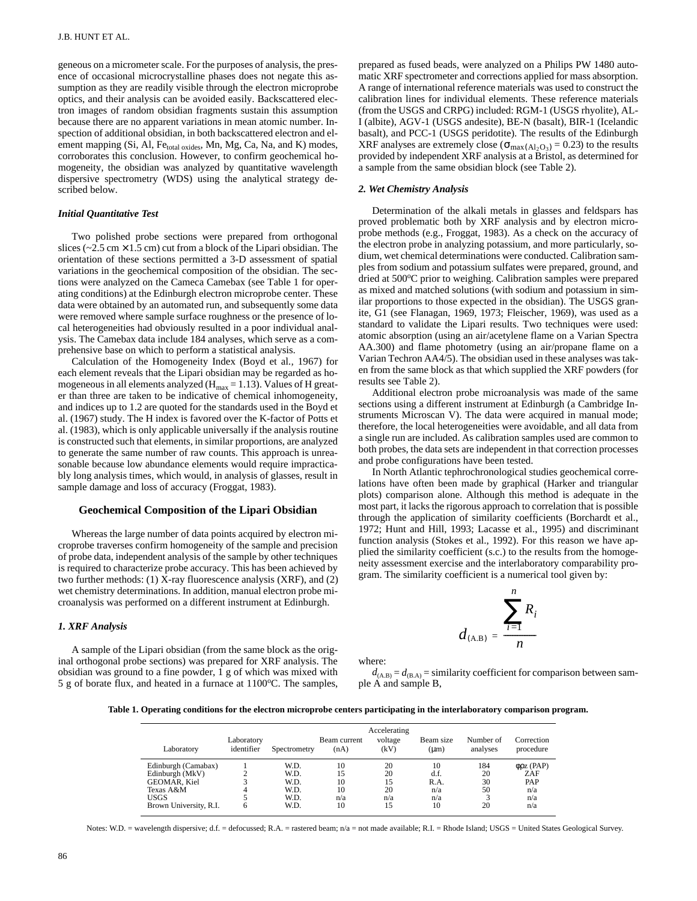geneous on a micrometer scale. For the purposes of analysis, the presence of occasional microcrystalline phases does not negate this assumption as they are readily visible through the electron microprobe optics, and their analysis can be avoided easily. Backscattered electron images of random obsidian fragments sustain this assumption because there are no apparent variations in mean atomic number. Inspection of additional obsidian, in both backscattered electron and element mapping (Si, Al, $Fe_{total\ oxides}$, Mn, Mg, Ca, Na, and K) modes, corroborates this conclusion. However, to confirm geochemical homogeneity, the obsidian was analyzed by quantitative wavelength dispersive spectrometry (WDS) using the analytical strategy described below.

### *Initial Quantitative Test*

Two polished probe sections were prepared from orthogonal slices (~2.5 cm × 1.5 cm) cut from a block of the Lipari obsidian. The orientation of these sections permitted a 3-D assessment of spatial variations in the geochemical composition of the obsidian. The sections were analyzed on the Cameca Camebax (see Table 1 for operating conditions) at the Edinburgh electron microprobe center. These data were obtained by an automated run, and subsequently some data were removed where sample surface roughness or the presence of local heterogeneities had obviously resulted in a poor individual analysis. The Camebax data include 184 analyses, which serve as a comprehensive base on which to perform a statistical analysis.

Calculation of the Homogeneity Index (Boyd et al., 1967) for each element reveals that the Lipari obsidian may be regarded as homogeneous in all elements analyzed ($H_{max}$ = 1.13). Values of H greater than three are taken to be indicative of chemical inhomogeneity, and indices up to 1.2 are quoted for the standards used in the Boyd et al. (1967) study. The H index is favored over the K-factor of Potts et al. (1983), which is only applicable universally if the analysis routine is constructed such that elements, in similar proportions, are analyzed to generate the same number of raw counts. This approach is unreasonable because low abundance elements would require impracticably long analysis times, which would, in analysis of glasses, result in sample damage and loss of accuracy (Froggat, 1983).

## Geochemical Composition of the Lipari Obsidian

Whereas the large number of data points acquired by electron microprobe traverses confirm homogeneity of the sample and precision of probe data, independent analysis of the sample by other techniques is required to characterize probe accuracy. This has been achieved by two further methods: (1) X-ray fluorescence analysis (XRF), and (2) wet chemistry determinations. In addition, manual electron probe microanalysis was performed on a different instrument at Edinburgh.

### *1. XRF Analysis*

A sample of the Lipari obsidian (from the same block as the original orthogonal probe sections) was prepared for XRF analysis. The obsidian was ground to a fine powder, 1 g of which was mixed with 5 g of borate flux, and heated in a furnace at 1100°C. The samples, prepared as fused beads, were analyzed on a Philips PW 1480 automatic XRF spectrometer and corrections applied for mass absorption. A range of international reference materials was used to construct the calibration lines for individual elements. These reference materials (from the USGS and CRPG) included: RGM-1 (USGS rhyolite), AL-I (albite), AGV-1 (USGS andesite), BE-N (basalt), BIR-1 (Icelandic basalt), and PCC-1 (USGS peridotite). The results of the Edinburgh XRF analyses are extremely close ($\sigma_{max(Al_2O_3)}$ = 0.23) to the results provided by independent XRF analysis at a Bristol, as determined for a sample from the same obsidian block (see Table 2).

### *2. Wet Chemistry Analysis*

Determination of the alkali metals in glasses and feldspars has proved problematic both by XRF analysis and by electron microprobe methods (e.g., Froggat, 1983). As a check on the accuracy of the electron probe in analyzing potassium, and more particularly, sodium, wet chemical determinations were conducted. Calibration samples from sodium and potassium sulfates were prepared, ground, and dried at 500°C prior to weighing. Calibration samples were prepared as mixed and matched solutions (with sodium and potassium in similar proportions to those expected in the obsidian). The USGS granite, G1 (see Flanagan, 1969, 1973; Fleischer, 1969), was used as a standard to validate the Lipari results. Two techniques were used: atomic absorption (using an air/acetylene flame on a Varian Spectra AA.300) and flame photometry (using an air/propane flame on a Varian Techron AA4/5). The obsidian used in these analyses was taken from the same block as that which supplied the XRF powders (for results see Table 2).

Additional electron probe microanalysis was made of the same sections using a different instrument at Edinburgh (a Cambridge Instruments Microscan V). The data were acquired in manual mode; therefore, the local heterogeneities were avoidable, and all data from a single run are included. As calibration samples used are common to both probes, the data sets are independent in that correction processes and probe configurations have been tested.

In North Atlantic tephrochronological studies geochemical correlations have often been made by graphical (Harker and triangular plots) comparison alone. Although this method is adequate in the most part, it lacks the rigorous approach to correlation that is possible through the application of similarity coefficients (Borchardt et al., 1972; Hunt and Hill, 1993; Lacasse et al., 1995) and discriminant function analysis (Stokes et al., 1992). For this reason we have applied the similarity coefficient (s.c.) to the results from the homogeneity assessment exercise and the interlaboratory comparability program. The similarity coefficient is a numerical tool given by:

$$d_{(A,B)} = \frac{\sum_{i=1}^{n} R_i}{n}$$

where:

$d_{(A,B)} = d_{(B,A)}$ = similarity coefficient for comparison between sample A and sample B,

**Table 1. Operating conditions for the electron microprobe centers participating in the interlaboratory comparison program.**

| Laboratory | Laboratory identifier | Spectrometry | Beam current (nA) | Accelerating voltage (kV) | Beam size (µm) | Number of analyses | Correction procedure |
|---|---|---|---|---|---|---|---|
| Edinburgh (Camabax) | 1 | W.D. | 10 | 20 | 10 | 184 | φρz (PAP) |
| Edinburgh (MkV) | 2 | W.D. | 15 | 20 | d.f. | 20 | ZAF |
| GEOMAR, Kiel | 3 | W.D. | 10 | 15 | R.A. | 30 | PAP |
| Texas A&M | 4 | W.D. | 10 | 20 | n/a | 50 | n/a |
| USGS | 5 | W.D. | n/a | n/a | n/a | 3 | n/a |
| Brown University, R.I. | 6 | W.D. | 10 | 15 | 10 | 20 | n/a |

Notes: W.D. = wavelength dispersive; d.f. = defocussed; R.A. = rastered beam; n/a = not made available; R.I. = Rhode Island; USGS = United States Geological Survey.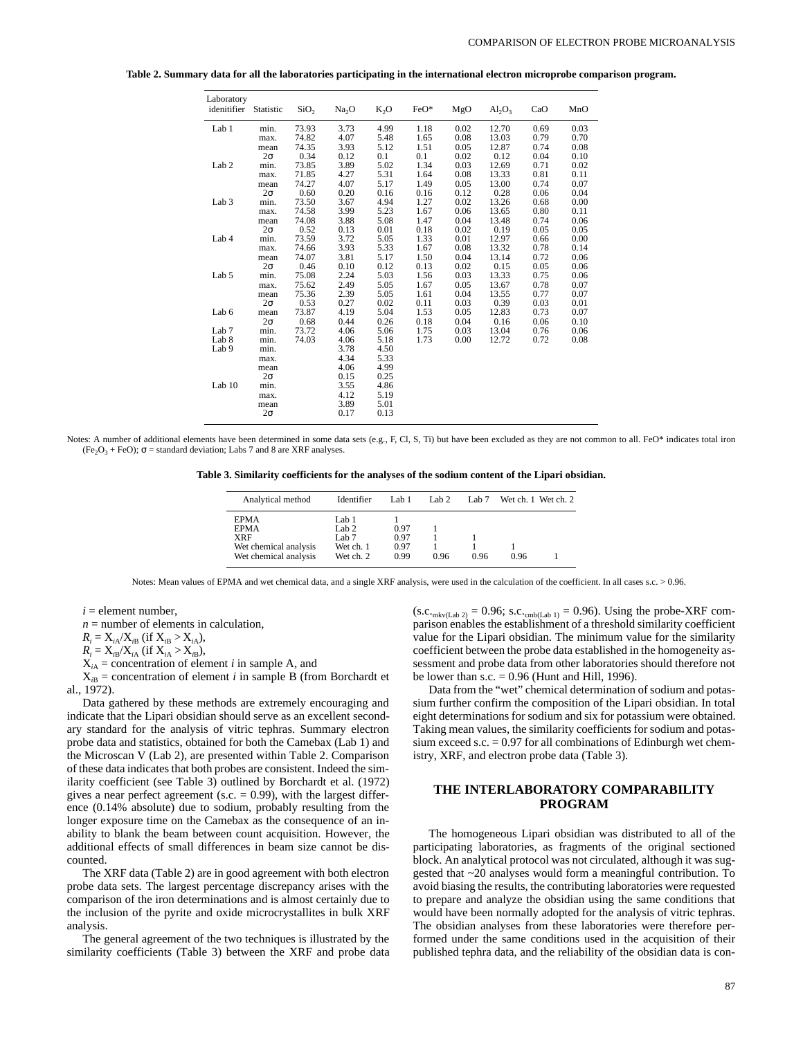**Table 2. Summary data for all the laboratories participating in the international electron microprobe comparison program.**

| Laboratory idenitifier | Statistic | $SiO_2$ | $Na_2O$ | $K_2O$ | FeO* | MgO | $Al_2O_3$ | CaO | MnO |
|---|---|---|---|---|---|---|---|---|---|
| Lab 1 | min. | 73.93 | 3.73 | 4.99 | 1.18 | 0.02 | 12.70 | 0.69 | 0.03 |
| | max. | 74.82 | 4.07 | 5.48 | 1.65 | 0.08 | 13.03 | 0.79 | 0.70 |
| | mean | 74.35 | 3.93 | 5.12 | 1.51 | 0.05 | 12.87 | 0.74 | 0.08 |
| | 2σ | 0.34 | 0.12 | 0.1 | 0.1 | 0.02 | 0.12 | 0.04 | 0.10 |
| Lab 2 | min. | 73.85 | 3.89 | 5.02 | 1.34 | 0.03 | 12.69 | 0.71 | 0.02 |
| | max. | 71.85 | 4.27 | 5.31 | 1.64 | 0.08 | 13.33 | 0.81 | 0.11 |
| | mean | 74.27 | 4.07 | 5.17 | 1.49 | 0.05 | 13.00 | 0.74 | 0.07 |
| | 2σ | 0.60 | 0.20 | 0.16 | 0.16 | 0.12 | 0.28 | 0.06 | 0.04 |
| Lab 3 | min. | 73.50 | 3.67 | 4.94 | 1.27 | 0.02 | 13.26 | 0.68 | 0.00 |
| | max. | 74.58 | 3.99 | 5.23 | 1.67 | 0.06 | 13.65 | 0.80 | 0.11 |
| | mean | 74.08 | 3.88 | 5.08 | 1.47 | 0.04 | 13.48 | 0.74 | 0.06 |
| | 2σ | 0.52 | 0.13 | 0.01 | 0.18 | 0.02 | 0.19 | 0.05 | 0.05 |
| Lab 4 | min. | 73.59 | 3.72 | 5.05 | 1.33 | 0.01 | 12.97 | 0.66 | 0.00 |
| | max. | 74.66 | 3.93 | 5.33 | 1.67 | 0.08 | 13.32 | 0.78 | 0.14 |
| | mean | 74.07 | 3.81 | 5.17 | 1.50 | 0.04 | 13.14 | 0.72 | 0.06 |
| | 2σ | 0.46 | 0.10 | 0.12 | 0.13 | 0.02 | 0.15 | 0.05 | 0.06 |
| Lab 5 | min. | 75.08 | 2.24 | 5.03 | 1.56 | 0.03 | 13.33 | 0.75 | 0.06 |
| | max. | 75.62 | 2.49 | 5.05 | 1.67 | 0.05 | 13.67 | 0.78 | 0.07 |
| | mean | 75.36 | 2.39 | 5.05 | 1.61 | 0.04 | 13.55 | 0.77 | 0.07 |
| | 2σ | 0.53 | 0.27 | 0.02 | 0.11 | 0.03 | 0.39 | 0.03 | 0.01 |
| Lab 6 | mean | 73.87 | 4.19 | 5.04 | 1.53 | 0.05 | 12.83 | 0.73 | 0.07 |
| | 2σ | 0.68 | 0.44 | 0.26 | 0.18 | 0.04 | 0.16 | 0.06 | 0.10 |
| Lab 7 | min. | 73.72 | 4.06 | 5.06 | 1.75 | 0.03 | 13.04 | 0.76 | 0.06 |
| Lab 8 | min. | 74.03 | 4.06 | 5.18 | 1.73 | 0.00 | 12.72 | 0.72 | 0.08 |
| Lab 9 | min. | | 3.78 | 4.50 | | | | | |
| | max. | | 4.34 | 5.33 | | | | | |
| | mean | | 4.06 | 4.99 | | | | | |
| | 2σ | | 0.15 | 0.25 | | | | | |
| Lab 10 | min. | | 3.55 | 4.86 | | | | | |
| | max. | | 4.12 | 5.19 | | | | | |
| | mean | | 3.89 | 5.01 | | | | | |
| | 2σ | | 0.17 | 0.13 | | | | | |

Notes: A number of additional elements have been determined in some data sets (e.g., F, Cl, S, Ti) but have been excluded as they are not common to all. FeO* indicates total iron ($Fe_2O_3$ + FeO); σ = standard deviation; Labs 7 and 8 are XRF analyses.

**Table 3. Similarity coefficients for the analyses of the sodium content of the Lipari obsidian.**

| Analytical method | Identifier | Lab 1 | Lab 2 | Lab 7 | Wet ch. 1 | Wet ch. 2 |
|---|---|---|---|---|---|---|
| EPMA | Lab 1 | 1 | | | | |
| EPMA | Lab 2 | 0.97 | 1 | | | |
| XRF | Lab 7 | 0.97 | 1 | 1 | | |
| Wet chemical analysis | Wet ch. 1 | 0.97 | 1 | 1 | 1 | |
| Wet chemical analysis | Wet ch. 2 | 0.99 | 0.96 | 0.96 | 0.96 | 1 |

Notes: Mean values of EPMA and wet chemical data, and a single XRF analysis, were used in the calculation of the coefficient. In all cases s.c. > 0.96.

$i$ = element number,

$n$ = number of elements in calculation,

$R_i = X_{iA}/X_{iB}$ (if $X_{iB} > X_{iA}$),

$R_i = X_{iB}/X_{iA}$ (if $X_{iA} > X_{iB}$),

$X_{iA}$ = concentration of element $i$ in sample A, and

$X_{iB}$ = concentration of element $i$ in sample B (from Borchardt et al., 1972).

Data gathered by these methods are extremely encouraging and indicate that the Lipari obsidian should serve as an excellent secondary standard for the analysis of vitric tephras. Summary electron probe data and statistics, obtained for both the Camebax (Lab 1) and the Microscan V (Lab 2), are presented within Table 2. Comparison of these data indicates that both probes are consistent. Indeed the similarity coefficient (see Table 3) outlined by Borchardt et al. (1972) gives a near perfect agreement (s.c. = 0.99), with the largest difference (0.14% absolute) due to sodium, probably resulting from the longer exposure time on the Camebax as the consequence of an inability to blank the beam between count acquisition. However, the additional effects of small differences in beam size cannot be discounted.

The XRF data (Table 2) are in good agreement with both electron probe data sets. The largest percentage discrepancy arises with the comparison of the iron determinations and is almost certainly due to the inclusion of the pyrite and oxide microcrystallites in bulk XRF analysis.

The general agreement of the two techniques is illustrated by the similarity coefficients (Table 3) between the XRF and probe data ($s.c._{mkv(Lab\ 2)} = 0.96$; $s.c._{cmb(Lab\ 1)} = 0.96$). Using the probe-XRF comparison enables the establishment of a threshold similarity coefficient value for the Lipari obsidian. The minimum value for the similarity coefficient between the probe data established in the homogeneity assessment and probe data from other laboratories should therefore not be lower than s.c. = 0.96 (Hunt and Hill, 1996).

Data from the "wet" chemical determination of sodium and potassium further confirm the composition of the Lipari obsidian. In total eight determinations for sodium and six for potassium were obtained. Taking mean values, the similarity coefficients for sodium and potassium exceed s.c. = 0.97 for all combinations of Edinburgh wet chemistry, XRF, and electron probe data (Table 3).

## THE INTERLABORATORY COMPARABILITY PROGRAM

The homogeneous Lipari obsidian was distributed to all of the participating laboratories, as fragments of the original sectioned block. An analytical protocol was not circulated, although it was suggested that ~20 analyses would form a meaningful contribution. To avoid biasing the results, the contributing laboratories were requested to prepare and analyze the obsidian using the same conditions that would have been normally adopted for the analysis of vitric tephras. The obsidian analyses from these laboratories were therefore performed under the same conditions used in the acquisition of their published tephra data, and the reliability of the obsidian data is con-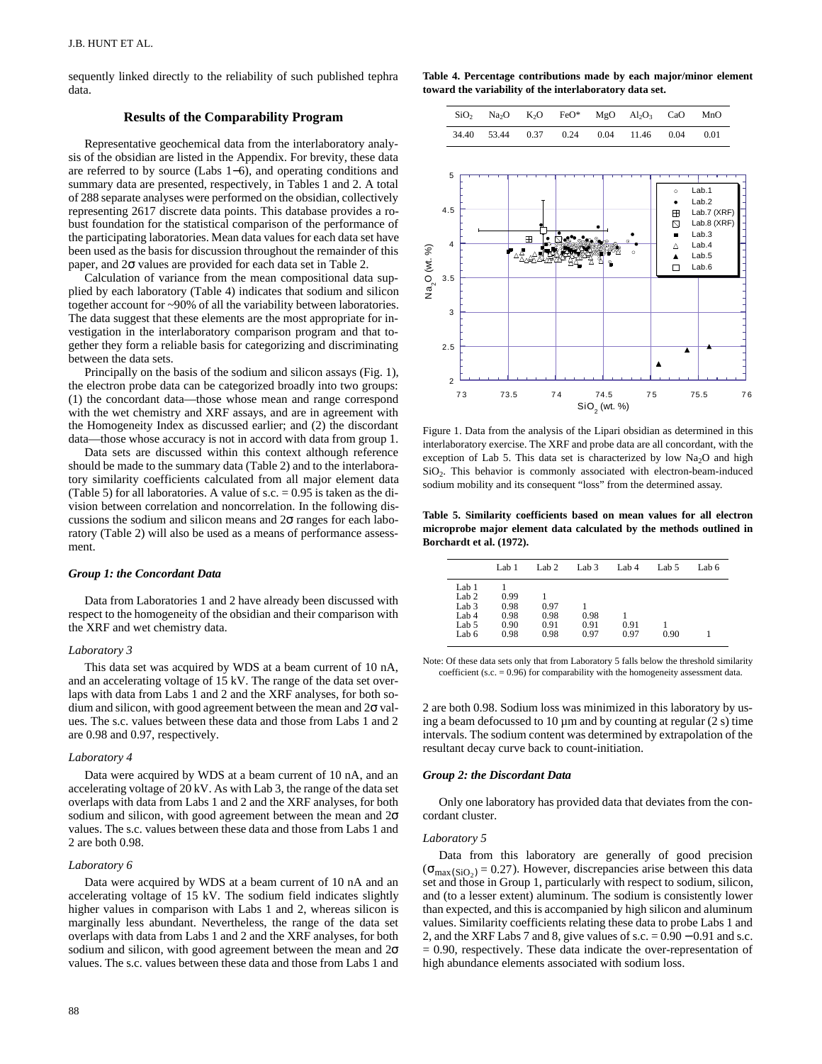sequently linked directly to the reliability of such published tephra data.

## Results of the Comparability Program

Representative geochemical data from the interlaboratory analysis of the obsidian are listed in the Appendix. For brevity, these data are referred to by source (Labs 1−6), and operating conditions and summary data are presented, respectively, in Tables 1 and 2. A total of 288 separate analyses were performed on the obsidian, collectively representing 2617 discrete data points. This database provides a robust foundation for the statistical comparison of the performance of the participating laboratories. Mean data values for each data set have been used as the basis for discussion throughout the remainder of this paper, and 2σ values are provided for each data set in Table 2.

Calculation of variance from the mean compositional data supplied by each laboratory (Table 4) indicates that sodium and silicon together account for ~90% of all the variability between laboratories. The data suggest that these elements are the most appropriate for investigation in the interlaboratory comparison program and that together they form a reliable basis for categorizing and discriminating between the data sets.

Principally on the basis of the sodium and silicon assays (Fig. 1), the electron probe data can be categorized broadly into two groups: (1) the concordant data—those whose mean and range correspond with the wet chemistry and XRF assays, and are in agreement with the Homogeneity Index as discussed earlier; and (2) the discordant data—those whose accuracy is not in accord with data from group 1.

Data sets are discussed within this context although reference should be made to the summary data (Table 2) and to the interlaboratory similarity coefficients calculated from all major element data (Table 5) for all laboratories. A value of s.c. = 0.95 is taken as the division between correlation and noncorrelation. In the following discussions the sodium and silicon means and 2σ ranges for each laboratory (Table 2) will also be used as a means of performance assessment.

### *Group 1: the Concordant Data*

Data from Laboratories 1 and 2 have already been discussed with respect to the homogeneity of the obsidian and their comparison with the XRF and wet chemistry data.

#### *Laboratory 3*

This data set was acquired by WDS at a beam current of 10 nA, and an accelerating voltage of 15 kV. The range of the data set overlaps with data from Labs 1 and 2 and the XRF analyses, for both sodium and silicon, with good agreement between the mean and 2σ values. The s.c. values between these data and those from Labs 1 and 2 are 0.98 and 0.97, respectively.

#### *Laboratory 4*

Data were acquired by WDS at a beam current of 10 nA, and an accelerating voltage of 20 kV. As with Lab 3, the range of the data set overlaps with data from Labs 1 and 2 and the XRF analyses, for both sodium and silicon, with good agreement between the mean and 2σ values. The s.c. values between these data and those from Labs 1 and 2 are both 0.98.

#### *Laboratory 6*

Data were acquired by WDS at a beam current of 10 nA and an accelerating voltage of 15 kV. The sodium field indicates slightly higher values in comparison with Labs 1 and 2, whereas silicon is marginally less abundant. Nevertheless, the range of the data set overlaps with data from Labs 1 and 2 and the XRF analyses, for both sodium and silicon, with good agreement between the mean and 2σ values. The s.c. values between these data and those from Labs 1 and 2 are both 0.98. Sodium loss was minimized in this laboratory by using a beam defocussed to 10 μm and by counting at regular (2 s) time intervals. The sodium content was determined by extrapolation of the resultant decay curve back to count-initiation.

### *Group 2: the Discordant Data*

Only one laboratory has provided data that deviates from the concordant cluster.

#### *Laboratory 5*

Data from this laboratory are generally of good precision ($\sigma_{max(SiO_2)} = 0.27$). However, discrepancies arise between this data set and those in Group 1, particularly with respect to sodium, silicon, and (to a lesser extent) aluminum. The sodium is consistently lower than expected, and this is accompanied by high silicon and aluminum values. Similarity coefficients relating these data to probe Labs 1 and 2, and the XRF Labs 7 and 8, give values of s.c. = 0.90 −0.91 and s.c. = 0.90, respectively. These data indicate the over-representation of high abundance elements associated with sodium loss.

**Table 4. Percentage contributions made by each major/minor element toward the variability of the interlaboratory data set.**

| $SiO_2$ | $Na_2O$ | $K_2O$ | FeO* | MgO | $Al_2O_3$ | CaO | MnO |
|---|---|---|---|---|---|---|---|
| 34.40 | 53.44 | 0.37 | 0.24 | 0.04 | 11.46 | 0.04 | 0.01 |

Figure 1. Data from the analysis of the Lipari obsidian as determined in this interlaboratory exercise. The XRF and probe data are all concordant, with the exception of Lab 5. This data set is characterized by low $Na_2O$ and high $SiO_2$. This behavior is commonly associated with electron-beam-induced sodium mobility and its consequent "loss" from the determined assay.

**Table 5. Similarity coefficients based on mean values for all electron microprobe major element data calculated by the methods outlined in Borchardt et al. (1972).**

| | Lab 1 | Lab 2 | Lab 3 | Lab 4 | Lab 5 | Lab 6 |
|---|---|---|---|---|---|---|
| Lab 1 | 1 | | | | | |
| Lab 2 | 0.99 | 1 | | | | |
| Lab 3 | 0.98 | 0.97 | 1 | | | |
| Lab 4 | 0.98 | 0.98 | 0.98 | 1 | | |
| Lab 5 | 0.90 | 0.91 | 0.91 | 0.91 | 1 | |
| Lab 6 | 0.98 | 0.98 | 0.97 | 0.97 | 0.90 | 1 |

Note: Of these data sets only that from Laboratory 5 falls below the threshold similarity coefficient (s.c. = 0.96) for comparability with the homogeneity assessment data.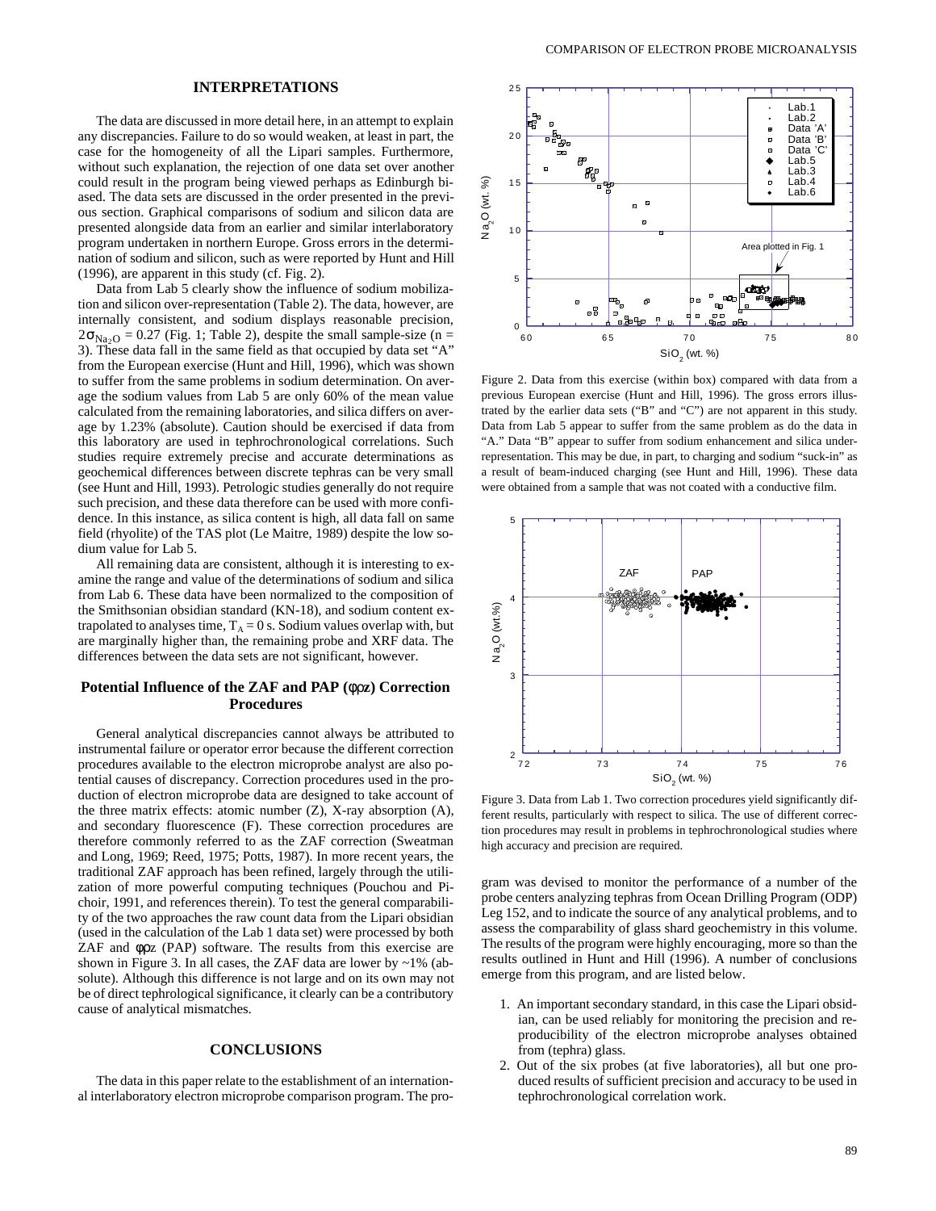## INTERPRETATIONS

The data are discussed in more detail here, in an attempt to explain any discrepancies. Failure to do so would weaken, at least in part, the case for the homogeneity of all the Lipari samples. Furthermore, without such explanation, the rejection of one data set over another could result in the program being viewed perhaps as Edinburgh biased. The data sets are discussed in the order presented in the previous section. Graphical comparisons of sodium and silicon data are presented alongside data from an earlier and similar interlaboratory program undertaken in northern Europe. Gross errors in the determination of sodium and silicon, such as were reported by Hunt and Hill (1996), are apparent in this study (cf. Fig. 2).

Data from Lab 5 clearly show the influence of sodium mobilization and silicon over-representation (Table 2). The data, however, are internally consistent, and sodium displays reasonable precision, $2\sigma_{Na_2O} = 0.27$ (Fig. 1; Table 2), despite the small sample-size (n = 3). These data fall in the same field as that occupied by data set "A" from the European exercise (Hunt and Hill, 1996), which was shown to suffer from the same problems in sodium determination. On average the sodium values from Lab 5 are only 60% of the mean value calculated from the remaining laboratories, and silica differs on average by 1.23% (absolute). Caution should be exercised if data from this laboratory are used in tephrochronological correlations. Such studies require extremely precise and accurate determinations as geochemical differences between discrete tephras can be very small (see Hunt and Hill, 1993). Petrologic studies generally do not require such precision, and these data therefore can be used with more confidence. In this instance, as silica content is high, all data fall on same field (rhyolite) of the TAS plot (Le Maitre, 1989) despite the low sodium value for Lab 5.

All remaining data are consistent, although it is interesting to examine the range and value of the determinations of sodium and silica from Lab 6. These data have been normalized to the composition of the Smithsonian obsidian standard (KN-18), and sodium content extrapolated to analyses time, $T_A = 0$ s. Sodium values overlap with, but are marginally higher than, the remaining probe and XRF data. The differences between the data sets are not significant, however.

### Potential Influence of the ZAF and PAP ($\phi\rho z$) Correction Procedures

General analytical discrepancies cannot always be attributed to instrumental failure or operator error because the different correction procedures available to the electron microprobe analyst are also potential causes of discrepancy. Correction procedures used in the production of electron microprobe data are designed to take account of the three matrix effects: atomic number (Z), X-ray absorption (A), and secondary fluorescence (F). These correction procedures are therefore commonly referred to as the ZAF correction (Sweatman and Long, 1969; Reed, 1975; Potts, 1987). In more recent years, the traditional ZAF approach has been refined, largely through the utilization of more powerful computing techniques (Pouchou and Pichoir, 1991, and references therein). To test the general comparability of the two approaches the raw count data from the Lipari obsidian (used in the calculation of the Lab 1 data set) were processed by both ZAF and $\phi\rho z$ (PAP) software. The results from this exercise are shown in Figure 3. In all cases, the ZAF data are lower by ~1% (absolute). Although this difference is not large and on its own may not be of direct tephrological significance, it clearly can be a contributory cause of analytical mismatches.

## CONCLUSIONS

The data in this paper relate to the establishment of an international interlaboratory electron microprobe comparison program. The program was devised to monitor the performance of a number of the probe centers analyzing tephras from Ocean Drilling Program (ODP) Leg 152, and to indicate the source of any analytical problems, and to assess the comparability of glass shard geochemistry in this volume. The results of the program were highly encouraging, more so than the results outlined in Hunt and Hill (1996). A number of conclusions emerge from this program, and are listed below.

1. An important secondary standard, in this case the Lipari obsidian, can be used reliably for monitoring the precision and reproducibility of the electron microprobe analyses obtained from (tephra) glass.
2. Out of the six probes (at five laboratories), all but one produced results of sufficient precision and accuracy to be used in tephrochronological correlation work.

Figure 2. Data from this exercise (within box) compared with data from a previous European exercise (Hunt and Hill, 1996). The gross errors illustrated by the earlier data sets ("B" and "C") are not apparent in this study. Data from Lab 5 appear to suffer from the same problem as do the data in "A." Data "B" appear to suffer from sodium enhancement and silica under-representation. This may be due, in part, to charging and sodium "suck-in" as a result of beam-induced charging (see Hunt and Hill, 1996). These data were obtained from a sample that was not coated with a conductive film.

Figure 3. Data from Lab 1. Two correction procedures yield significantly different results, particularly with respect to silica. The use of different correction procedures may result in problems in tephrochronological studies where high accuracy and precision are required.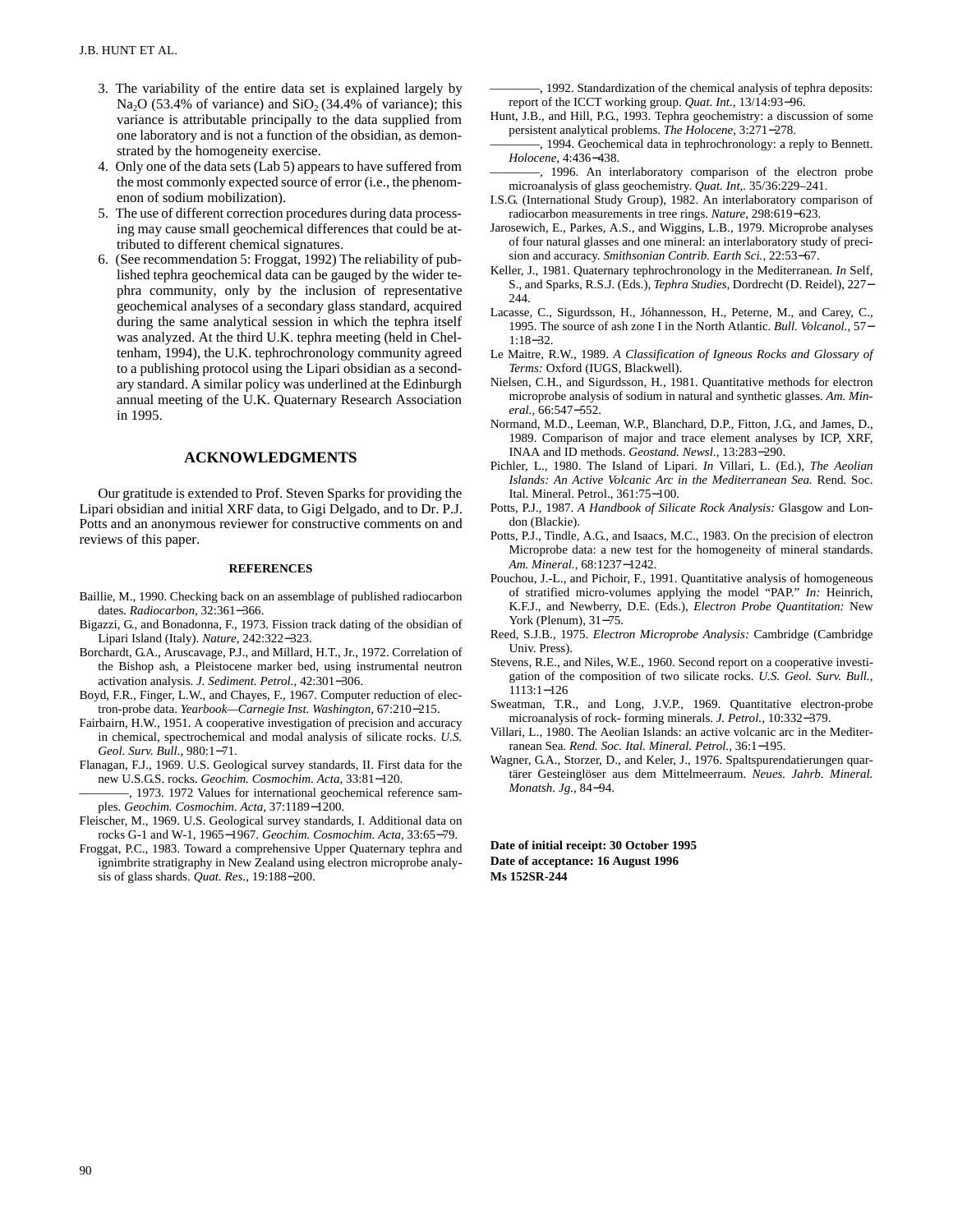3. The variability of the entire data set is explained largely by $Na_2O$ (53.4% of variance) and $SiO_2$ (34.4% of variance); this variance is attributable principally to the data supplied from one laboratory and is not a function of the obsidian, as demonstrated by the homogeneity exercise.
4. Only one of the data sets (Lab 5) appears to have suffered from the most commonly expected source of error (i.e., the phenomenon of sodium mobilization).
5. The use of different correction procedures during data processing may cause small geochemical differences that could be attributed to different chemical signatures.
6. (See recommendation 5: Froggat, 1992) The reliability of published tephra geochemical data can be gauged by the wider tephra community, only by the inclusion of representative geochemical analyses of a secondary glass standard, acquired during the same analytical session in which the tephra itself was analyzed. At the third U.K. tephra meeting (held in Cheltenham, 1994), the U.K. tephrochronology community agreed to a publishing protocol using the Lipari obsidian as a secondary standard. A similar policy was underlined at the Edinburgh annual meeting of the U.K. Quaternary Research Association in 1995.

## ACKNOWLEDGMENTS

Our gratitude is extended to Prof. Steven Sparks for providing the Lipari obsidian and initial XRF data, to Gigi Delgado, and to Dr. P.J. Potts and an anonymous reviewer for constructive comments on and reviews of this paper.

### REFERENCES

Baillie, M., 1990. Checking back on an assemblage of published radiocarbon dates. *Radiocarbon,* 32:361−366.

Bigazzi, G., and Bonadonna, F., 1973. Fission track dating of the obsidian of Lipari Island (Italy). *Nature,* 242:322−323.

Borchardt, G.A., Aruscavage, P.J., and Millard, H.T., Jr., 1972. Correlation of the Bishop ash, a Pleistocene marker bed, using instrumental neutron activation analysis. *J. Sediment. Petrol.,* 42:301−306.

Boyd, F.R., Finger, L.W., and Chayes, F., 1967. Computer reduction of electron-probe data. *Yearbook—Carnegie Inst. Washington,* 67:210−215.

Fairbairn, H.W., 1951. A cooperative investigation of precision and accuracy in chemical, spectrochemical and modal analysis of silicate rocks. *U.S. Geol. Surv. Bull.,* 980:1−71.

Flanagan, F.J., 1969. U.S. Geological survey standards, II. First data for the new U.S.G.S. rocks. *Geochim. Cosmochim. Acta,* 33:81−120.

————, 1973. 1972 Values for international geochemical reference samples. *Geochim. Cosmochim. Acta,* 37:1189−1200.

Fleischer, M., 1969. U.S. Geological survey standards, I. Additional data on rocks G-1 and W-1, 1965−1967. *Geochim. Cosmochim. Acta,* 33:65−79.

Froggat, P.C., 1983. Toward a comprehensive Upper Quaternary tephra and ignimbrite stratigraphy in New Zealand using electron microprobe analysis of glass shards. *Quat. Res.,* 19:188−200.

————, 1992. Standardization of the chemical analysis of tephra deposits: report of the ICCT working group. *Quat. Int.,* 13/14:93−96.

Hunt, J.B., and Hill, P.G., 1993. Tephra geochemistry: a discussion of some persistent analytical problems. *The Holocene,* 3:271−278.

————, 1994. Geochemical data in tephrochronology: a reply to Bennett. *Holocene,* 4:436−438.

————, 1996. An interlaboratory comparison of the electron probe microanalysis of glass geochemistry. *Quat. Int,.* 35/36:229–241.

I.S.G. (International Study Group), 1982. An interlaboratory comparison of radiocarbon measurements in tree rings. *Nature,* 298:619−623.

Jarosewich, E., Parkes, A.S., and Wiggins, L.B., 1979. Microprobe analyses of four natural glasses and one mineral: an interlaboratory study of precision and accuracy. *Smithsonian Contrib. Earth Sci.,* 22:53−67.

Keller, J., 1981. Quaternary tephrochronology in the Mediterranean. *In* Self, S., and Sparks, R.S.J. (Eds.), *Tephra Studies,* Dordrecht (D. Reidel), 227−244.

Lacasse, C., Sigurdsson, H., Jóhannesson, H., Peterne, M., and Carey, C., 1995. The source of ash zone I in the North Atlantic. *Bull. Volcanol.,* 57−1:18−32.

Le Maitre, R.W., 1989. *A Classification of Igneous Rocks and Glossary of Terms:* Oxford (IUGS, Blackwell).

Nielsen, C.H., and Sigurdsson, H., 1981. Quantitative methods for electron microprobe analysis of sodium in natural and synthetic glasses. *Am. Mineral.,* 66:547−552.

Normand, M.D., Leeman, W.P., Blanchard, D.P., Fitton, J.G., and James, D., 1989. Comparison of major and trace element analyses by ICP, XRF, INAA and ID methods. *Geostand. Newsl.,* 13:283−290.

Pichler, L., 1980. The Island of Lipari. *In* Villari, L. (Ed.), *The Aeolian Islands: An Active Volcanic Arc in the Mediterranean Sea.* Rend. Soc. Ital. Mineral. Petrol., 361:75−100.

Potts, P.J., 1987. *A Handbook of Silicate Rock Analysis:* Glasgow and London (Blackie).

Potts, P.J., Tindle, A.G., and Isaacs, M.C., 1983. On the precision of electron Microprobe data: a new test for the homogeneity of mineral standards. *Am. Mineral.,* 68:1237−1242.

Pouchou, J.-L., and Pichoir, F., 1991. Quantitative analysis of homogeneous of stratified micro-volumes applying the model "PAP." *In:* Heinrich, K.F.J., and Newberry, D.E. (Eds.), *Electron Probe Quantitation:* New York (Plenum), 31−75.

Reed, S.J.B., 1975. *Electron Microprobe Analysis:* Cambridge (Cambridge Univ. Press).

Stevens, R.E., and Niles, W.E., 1960. Second report on a cooperative investigation of the composition of two silicate rocks. *U.S. Geol. Surv. Bull.,* 1113:1−126

Sweatman, T.R., and Long, J.V.P., 1969. Quantitative electron-probe microanalysis of rock- forming minerals. *J. Petrol.,* 10:332−379.

Villari, L., 1980. The Aeolian Islands: an active volcanic arc in the Mediterranean Sea. *Rend. Soc. Ital. Mineral. Petrol.,* 36:1−195.

Wagner, G.A., Storzer, D., and Keler, J., 1976. Spaltspurendatierungen quartärer Gesteingläser aus dem Mittelmeerraum. *Neues. Jahrb. Mineral. Monatsh. Jg.,* 84−94.

**Date of initial receipt: 30 October 1995**
**Date of acceptance: 16 August 1996**
**Ms 152SR-244**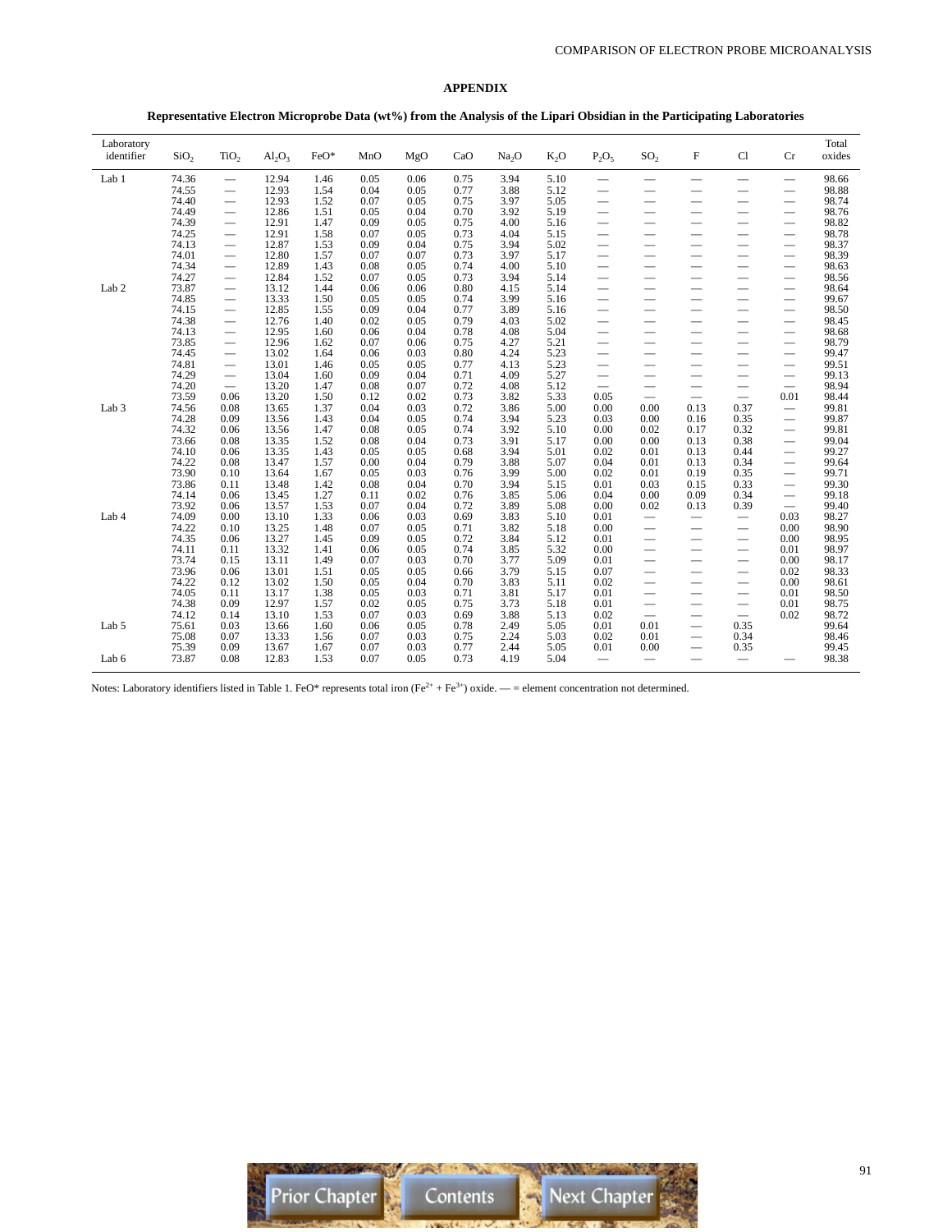## APPENDIX

**Representative Electron Microprobe Data (wt%) from the Analysis of the Lipari Obsidian in the Participating Laboratories**

| Laboratory identifier | $SiO_2$ | $TiO_2$ | $Al_2O_3$ | FeO* | MnO | MgO | CaO | $Na_2O$ | $K_2O$ | $P_2O_5$ | $SO_2$ | F | Cl | Cr | Total oxides |
|---|---|---|---|---|---|---|---|---|---|---|---|---|---|---|---|
| Lab 1 | 74.36 | — | 12.94 | 1.46 | 0.05 | 0.06 | 0.75 | 3.94 | 5.10 | — | — | — | — | — | 98.66 |
| | 74.55 | — | 12.93 | 1.54 | 0.04 | 0.05 | 0.77 | 3.88 | 5.12 | — | — | — | — | — | 98.88 |
| | 74.40 | — | 12.93 | 1.52 | 0.07 | 0.05 | 0.75 | 3.97 | 5.05 | — | — | — | — | — | 98.74 |
| | 74.49 | — | 12.86 | 1.51 | 0.05 | 0.04 | 0.70 | 3.92 | 5.19 | — | — | — | — | — | 98.76 |
| | 74.39 | — | 12.91 | 1.47 | 0.09 | 0.05 | 0.75 | 4.00 | 5.16 | — | — | — | — | — | 98.82 |
| | 74.25 | — | 12.91 | 1.58 | 0.07 | 0.05 | 0.73 | 4.04 | 5.15 | — | — | — | — | — | 98.78 |
| | 74.13 | — | 12.87 | 1.53 | 0.09 | 0.04 | 0.75 | 3.94 | 5.02 | — | — | — | — | — | 98.37 |
| | 74.01 | — | 12.80 | 1.57 | 0.07 | 0.07 | 0.73 | 3.97 | 5.17 | — | — | — | — | — | 98.39 |
| | 74.34 | — | 12.89 | 1.43 | 0.08 | 0.05 | 0.74 | 4.00 | 5.10 | — | — | — | — | — | 98.63 |
| | 74.27 | — | 12.84 | 1.52 | 0.07 | 0.05 | 0.73 | 3.94 | 5.14 | — | — | — | — | — | 98.56 |
| Lab 2 | 73.87 | — | 13.12 | 1.44 | 0.06 | 0.06 | 0.80 | 4.15 | 5.14 | — | — | — | — | — | 98.64 |
| | 74.85 | — | 13.33 | 1.50 | 0.05 | 0.05 | 0.74 | 3.99 | 5.16 | — | — | — | — | — | 99.67 |
| | 74.15 | — | 12.85 | 1.55 | 0.09 | 0.04 | 0.77 | 3.89 | 5.16 | — | — | — | — | — | 98.50 |
| | 74.38 | — | 12.76 | 1.40 | 0.02 | 0.05 | 0.79 | 4.03 | 5.02 | — | — | — | — | — | 98.45 |
| | 74.13 | — | 12.95 | 1.60 | 0.06 | 0.04 | 0.78 | 4.08 | 5.04 | — | — | — | — | — | 98.68 |
| | 73.85 | — | 12.96 | 1.62 | 0.07 | 0.06 | 0.75 | 4.27 | 5.21 | — | — | — | — | — | 98.79 |
| | 74.45 | — | 13.02 | 1.64 | 0.06 | 0.03 | 0.80 | 4.24 | 5.23 | — | — | — | — | — | 99.47 |
| | 74.81 | — | 13.01 | 1.46 | 0.05 | 0.05 | 0.77 | 4.13 | 5.23 | — | — | — | — | — | 99.51 |
| | 74.29 | — | 13.04 | 1.60 | 0.09 | 0.04 | 0.71 | 4.09 | 5.27 | — | — | — | — | — | 99.13 |
| | 74.20 | — | 13.20 | 1.47 | 0.08 | 0.07 | 0.72 | 4.08 | 5.12 | — | — | — | — | — | 98.94 |
| | 73.59 | 0.06 | 13.20 | 1.50 | 0.12 | 0.02 | 0.73 | 3.82 | 5.33 | 0.05 | — | — | — | 0.01 | 98.44 |
| Lab 3 | 74.56 | 0.08 | 13.65 | 1.37 | 0.04 | 0.03 | 0.72 | 3.86 | 5.00 | 0.00 | 0.00 | 0.13 | 0.37 | — | 99.81 |
| | 74.28 | 0.09 | 13.56 | 1.43 | 0.04 | 0.05 | 0.74 | 3.94 | 5.23 | 0.03 | 0.00 | 0.16 | 0.35 | — | 99.87 |
| | 74.32 | 0.06 | 13.56 | 1.47 | 0.08 | 0.05 | 0.74 | 3.92 | 5.10 | 0.00 | 0.02 | 0.17 | 0.32 | — | 99.81 |
| | 73.66 | 0.08 | 13.35 | 1.52 | 0.08 | 0.04 | 0.73 | 3.91 | 5.17 | 0.00 | 0.00 | 0.13 | 0.38 | — | 99.04 |
| | 74.10 | 0.06 | 13.35 | 1.43 | 0.05 | 0.05 | 0.68 | 3.94 | 5.01 | 0.02 | 0.01 | 0.13 | 0.44 | — | 99.27 |
| | 74.22 | 0.08 | 13.47 | 1.57 | 0.00 | 0.04 | 0.79 | 3.88 | 5.07 | 0.04 | 0.01 | 0.13 | 0.34 | — | 99.64 |
| | 73.90 | 0.10 | 13.64 | 1.67 | 0.05 | 0.03 | 0.76 | 3.99 | 5.00 | 0.02 | 0.01 | 0.19 | 0.35 | — | 99.71 |
| | 73.86 | 0.11 | 13.48 | 1.42 | 0.08 | 0.04 | 0.70 | 3.94 | 5.15 | 0.01 | 0.03 | 0.15 | 0.33 | — | 99.30 |
| | 74.14 | 0.06 | 13.45 | 1.27 | 0.11 | 0.02 | 0.76 | 3.85 | 5.06 | 0.04 | 0.00 | 0.09 | 0.34 | — | 99.18 |
| | 73.92 | 0.06 | 13.57 | 1.53 | 0.07 | 0.04 | 0.72 | 3.89 | 5.08 | 0.00 | 0.02 | 0.13 | 0.39 | — | 99.40 |
| Lab 4 | 74.09 | 0.00 | 13.10 | 1.33 | 0.06 | 0.03 | 0.69 | 3.83 | 5.10 | 0.01 | — | — | — | 0.03 | 98.27 |
| | 74.22 | 0.10 | 13.25 | 1.48 | 0.07 | 0.05 | 0.71 | 3.82 | 5.18 | 0.00 | — | — | — | 0.00 | 98.90 |
| | 74.35 | 0.06 | 13.27 | 1.45 | 0.09 | 0.05 | 0.72 | 3.84 | 5.12 | 0.01 | — | — | — | 0.00 | 98.95 |
| | 74.11 | 0.11 | 13.32 | 1.41 | 0.06 | 0.05 | 0.74 | 3.85 | 5.32 | 0.00 | — | — | — | 0.01 | 98.97 |
| | 73.74 | 0.15 | 13.11 | 1.49 | 0.07 | 0.03 | 0.70 | 3.77 | 5.09 | 0.01 | — | — | — | 0.00 | 98.17 |
| | 73.96 | 0.06 | 13.01 | 1.51 | 0.05 | 0.05 | 0.66 | 3.79 | 5.15 | 0.07 | — | — | — | 0.02 | 98.33 |
| | 74.22 | 0.12 | 13.02 | 1.50 | 0.05 | 0.04 | 0.70 | 3.83 | 5.11 | 0.02 | — | — | — | 0.00 | 98.61 |
| | 74.05 | 0.11 | 13.17 | 1.38 | 0.05 | 0.03 | 0.71 | 3.81 | 5.17 | 0.01 | — | — | — | 0.01 | 98.50 |
| | 74.38 | 0.09 | 12.97 | 1.57 | 0.02 | 0.05 | 0.75 | 3.73 | 5.18 | 0.01 | — | — | — | 0.01 | 98.75 |
| | 74.12 | 0.14 | 13.10 | 1.53 | 0.07 | 0.03 | 0.69 | 3.88 | 5.13 | 0.02 | — | — | — | 0.02 | 98.72 |
| Lab 5 | 75.61 | 0.03 | 13.66 | 1.60 | 0.06 | 0.05 | 0.78 | 2.49 | 5.05 | 0.01 | 0.01 | — | 0.35 | | 99.64 |
| | 75.08 | 0.07 | 13.33 | 1.56 | 0.07 | 0.03 | 0.75 | 2.24 | 5.03 | 0.02 | 0.01 | — | 0.34 | | 98.46 |
| | 75.39 | 0.09 | 13.67 | 1.67 | 0.07 | 0.03 | 0.77 | 2.44 | 5.05 | 0.01 | 0.00 | — | 0.35 | | 99.45 |
| Lab 6 | 73.87 | 0.08 | 12.83 | 1.53 | 0.07 | 0.05 | 0.73 | 4.19 | 5.04 | — | — | — | — | — | 98.38 |

Notes: Laboratory identifiers listed in Table 1. FeO* represents total iron ($Fe^{2+}$ + $Fe^{3+}$) oxide. — = element concentration not determined.